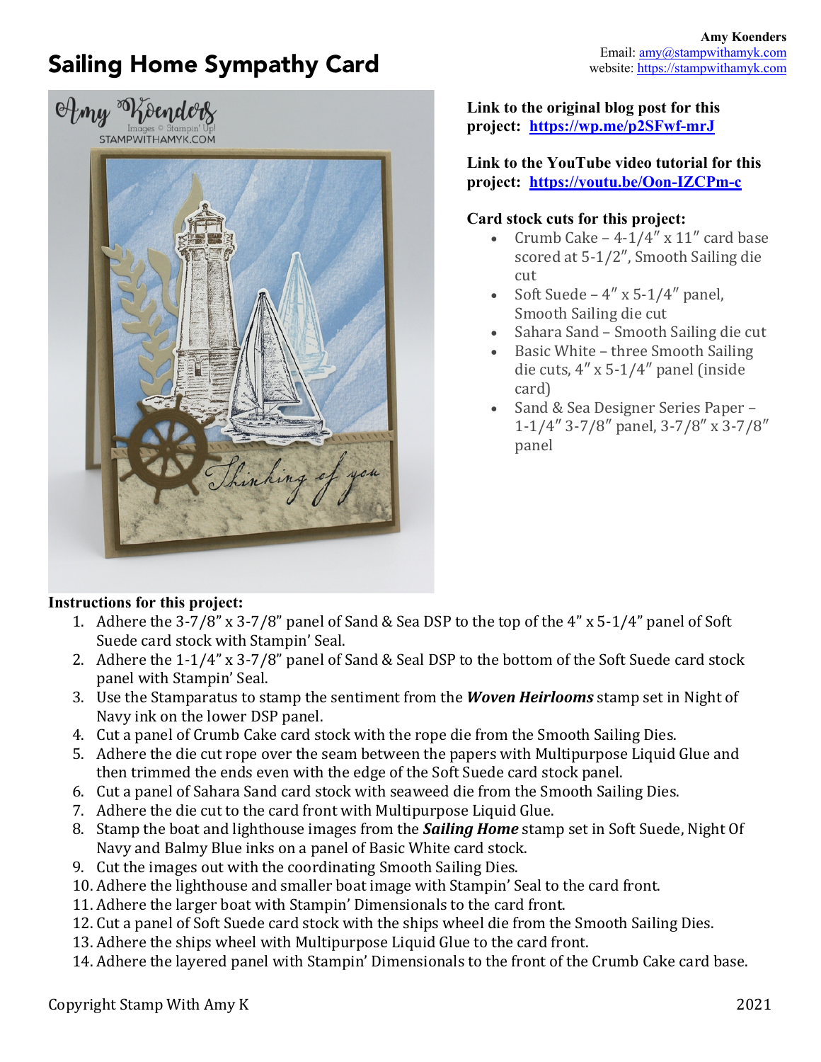# Sailing Home Sympathy Card

**Amy Koenders**
Email: amy@stampwithamyk.com
website: https://stampwithamyk.com

**Link to the original blog post for this project: https://wp.me/p2SFwf-mrJ**

**Link to the YouTube video tutorial for this project: https://youtu.be/Oon-IZCPm-c**

**Card stock cuts for this project:**

- Crumb Cake – 4-1/4″ x 11″ card base scored at 5-1/2″, Smooth Sailing die cut
- Soft Suede – 4″ x 5-1/4″ panel, Smooth Sailing die cut
- Sahara Sand – Smooth Sailing die cut
- Basic White – three Smooth Sailing die cuts, 4″ x 5-1/4″ panel (inside card)
- Sand & Sea Designer Series Paper – 1-1/4″ 3-7/8″ panel, 3-7/8″ x 3-7/8″ panel

**Instructions for this project:**

1. Adhere the 3-7/8″ x 3-7/8″ panel of Sand & Sea DSP to the top of the 4″ x 5-1/4″ panel of Soft Suede card stock with Stampin' Seal.
2. Adhere the 1-1/4″ x 3-7/8″ panel of Sand & Seal DSP to the bottom of the Soft Suede card stock panel with Stampin' Seal.
3. Use the Stamparatus to stamp the sentiment from the ***Woven Heirlooms*** stamp set in Night of Navy ink on the lower DSP panel.
4. Cut a panel of Crumb Cake card stock with the rope die from the Smooth Sailing Dies.
5. Adhere the die cut rope over the seam between the papers with Multipurpose Liquid Glue and then trimmed the ends even with the edge of the Soft Suede card stock panel.
6. Cut a panel of Sahara Sand card stock with seaweed die from the Smooth Sailing Dies.
7. Adhere the die cut to the card front with Multipurpose Liquid Glue.
8. Stamp the boat and lighthouse images from the ***Sailing Home*** stamp set in Soft Suede, Night Of Navy and Balmy Blue inks on a panel of Basic White card stock.
9. Cut the images out with the coordinating Smooth Sailing Dies.
10. Adhere the lighthouse and smaller boat image with Stampin' Seal to the card front.
11. Adhere the larger boat with Stampin' Dimensionals to the card front.
12. Cut a panel of Soft Suede card stock with the ships wheel die from the Smooth Sailing Dies.
13. Adhere the ships wheel with Multipurpose Liquid Glue to the card front.
14. Adhere the layered panel with Stampin' Dimensionals to the front of the Crumb Cake card base.

Copyright Stamp With Amy K 2021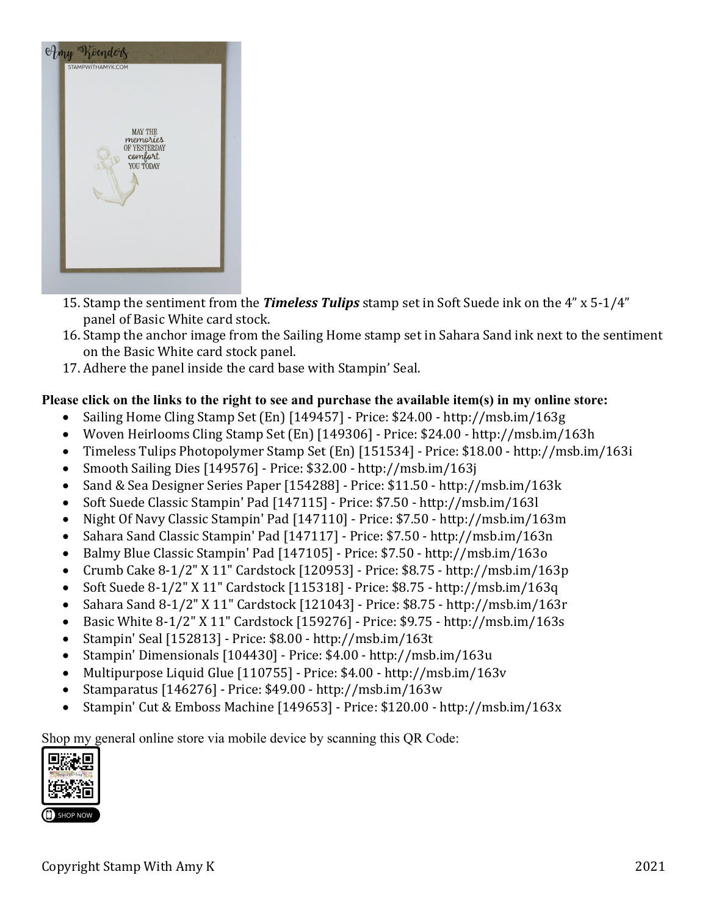15. Stamp the sentiment from the ***Timeless Tulips*** stamp set in Soft Suede ink on the 4” x 5-1/4” panel of Basic White card stock.
16. Stamp the anchor image from the Sailing Home stamp set in Sahara Sand ink next to the sentiment on the Basic White card stock panel.
17. Adhere the panel inside the card base with Stampin’ Seal.

**Please click on the links to the right to see and purchase the available item(s) in my online store:**

- Sailing Home Cling Stamp Set (En) [149457] - Price: $24.00 - http://msb.im/163g
- Woven Heirlooms Cling Stamp Set (En) [149306] - Price: $24.00 - http://msb.im/163h
- Timeless Tulips Photopolymer Stamp Set (En) [151534] - Price: $18.00 - http://msb.im/163i
- Smooth Sailing Dies [149576] - Price: $32.00 - http://msb.im/163j
- Sand & Sea Designer Series Paper [154288] - Price: $11.50 - http://msb.im/163k
- Soft Suede Classic Stampin' Pad [147115] - Price: $7.50 - http://msb.im/163l
- Night Of Navy Classic Stampin' Pad [147110] - Price: $7.50 - http://msb.im/163m
- Sahara Sand Classic Stampin' Pad [147117] - Price: $7.50 - http://msb.im/163n
- Balmy Blue Classic Stampin' Pad [147105] - Price: $7.50 - http://msb.im/163o
- Crumb Cake 8-1/2" X 11" Cardstock [120953] - Price: $8.75 - http://msb.im/163p
- Soft Suede 8-1/2" X 11" Cardstock [115318] - Price: $8.75 - http://msb.im/163q
- Sahara Sand 8-1/2" X 11" Cardstock [121043] - Price: $8.75 - http://msb.im/163r
- Basic White 8-1/2" X 11" Cardstock [159276] - Price: $9.75 - http://msb.im/163s
- Stampin' Seal [152813] - Price: $8.00 - http://msb.im/163t
- Stampin' Dimensionals [104430] - Price: $4.00 - http://msb.im/163u
- Multipurpose Liquid Glue [110755] - Price: $4.00 - http://msb.im/163v
- Stamparatus [146276] - Price: $49.00 - http://msb.im/163w
- Stampin' Cut & Emboss Machine [149653] - Price: $120.00 - http://msb.im/163x

Shop my general online store via mobile device by scanning this QR Code:

SHOP NOW

Copyright Stamp With Amy K 2021